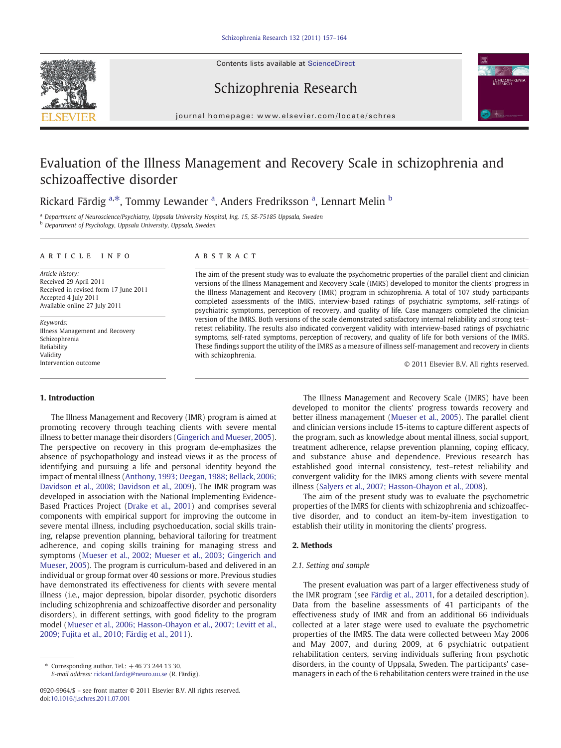# Evaluation of the Illness Management and Recovery Scale in schizophrenia and schizoaffective disorder

Rickard Färdig [a,*], Tommy Lewander [a], Anders Fredriksson [a], Lennart Melin [b]

[a] Department of Neuroscience/Psychiatry, Uppsala University Hospital, Ing. 15, SE-75185 Uppsala, Sweden

[b] Department of Psychology, Uppsala University, Uppsala, Sweden

ARTICLE INFO

*Article history:*
Received 29 April 2011
Received in revised form 17 June 2011
Accepted 4 July 2011
Available online 27 July 2011

*Keywords:*
Illness Management and Recovery
Schizophrenia
Reliability
Validity
Intervention outcome

ABSTRACT

The aim of the present study was to evaluate the psychometric properties of the parallel client and clinician versions of the Illness Management and Recovery Scale (IMRS) developed to monitor the clients' progress in the Illness Management and Recovery (IMR) program in schizophrenia. A total of 107 study participants completed assessments of the IMRS, interview-based ratings of psychiatric symptoms, self-ratings of psychiatric symptoms, perception of recovery, and quality of life. Case managers completed the clinician version of the IMRS. Both versions of the scale demonstrated satisfactory internal reliability and strong test–retest reliability. The results also indicated convergent validity with interview-based ratings of psychiatric symptoms, self-rated symptoms, perception of recovery, and quality of life for both versions of the IMRS. These findings support the utility of the IMRS as a measure of illness self-management and recovery in clients with schizophrenia.

© 2011 Elsevier B.V. All rights reserved.

## 1. Introduction

The Illness Management and Recovery (IMR) program is aimed at promoting recovery through teaching clients with severe mental illness to better manage their disorders (Gingerich and Mueser, 2005). The perspective on recovery in this program de-emphasizes the absence of psychopathology and instead views it as the process of identifying and pursuing a life and personal identity beyond the impact of mental illness (Anthony, 1993; Deegan, 1988; Bellack, 2006; Davidson et al., 2008; Davidson et al., 2009). The IMR program was developed in association with the National Implementing Evidence-Based Practices Project (Drake et al., 2001) and comprises several components with empirical support for improving the outcome in severe mental illness, including psychoeducation, social skills training, relapse prevention planning, behavioral tailoring for treatment adherence, and coping skills training for managing stress and symptoms (Mueser et al., 2002; Mueser et al., 2003; Gingerich and Mueser, 2005). The program is curriculum-based and delivered in an individual or group format over 40 sessions or more. Previous studies have demonstrated its effectiveness for clients with severe mental illness (i.e., major depression, bipolar disorder, psychotic disorders including schizophrenia and schizoaffective disorder and personality disorders), in different settings, with good fidelity to the program model (Mueser et al., 2006; Hasson-Ohayon et al., 2007; Levitt et al., 2009; Fujita et al., 2010; Färdig et al., 2011).

The Illness Management and Recovery Scale (IMRS) have been developed to monitor the clients' progress towards recovery and better illness management (Mueser et al., 2005). The parallel client and clinician versions include 15-items to capture different aspects of the program, such as knowledge about mental illness, social support, treatment adherence, relapse prevention planning, coping efficacy, and substance abuse and dependence. Previous research has established good internal consistency, test–retest reliability and convergent validity for the IMRS among clients with severe mental illness (Salyers et al., 2007; Hasson-Ohayon et al., 2008).

The aim of the present study was to evaluate the psychometric properties of the IMRS for clients with schizophrenia and schizoaffective disorder, and to conduct an item-by-item investigation to establish their utility in monitoring the clients' progress.

## 2. Methods

### 2.1. Setting and sample

The present evaluation was part of a larger effectiveness study of the IMR program (see Färdig et al., 2011, for a detailed description). Data from the baseline assessments of 41 participants of the effectiveness study of IMR and from an additional 66 individuals collected at a later stage were used to evaluate the psychometric properties of the IMRS. The data were collected between May 2006 and May 2007, and during 2009, at 6 psychiatric outpatient rehabilitation centers, serving individuals suffering from psychotic disorders, in the county of Uppsala, Sweden. The participants' case-managers in each of the 6 rehabilitation centers were trained in the use

\* Corresponding author. Tel.: +46 73 244 13 30.
*E-mail address:* rickard.fardig@neuro.uu.se (R. Färdig).

0920-9964/$ – see front matter © 2011 Elsevier B.V. All rights reserved.
doi:10.1016/j.schres.2011.07.001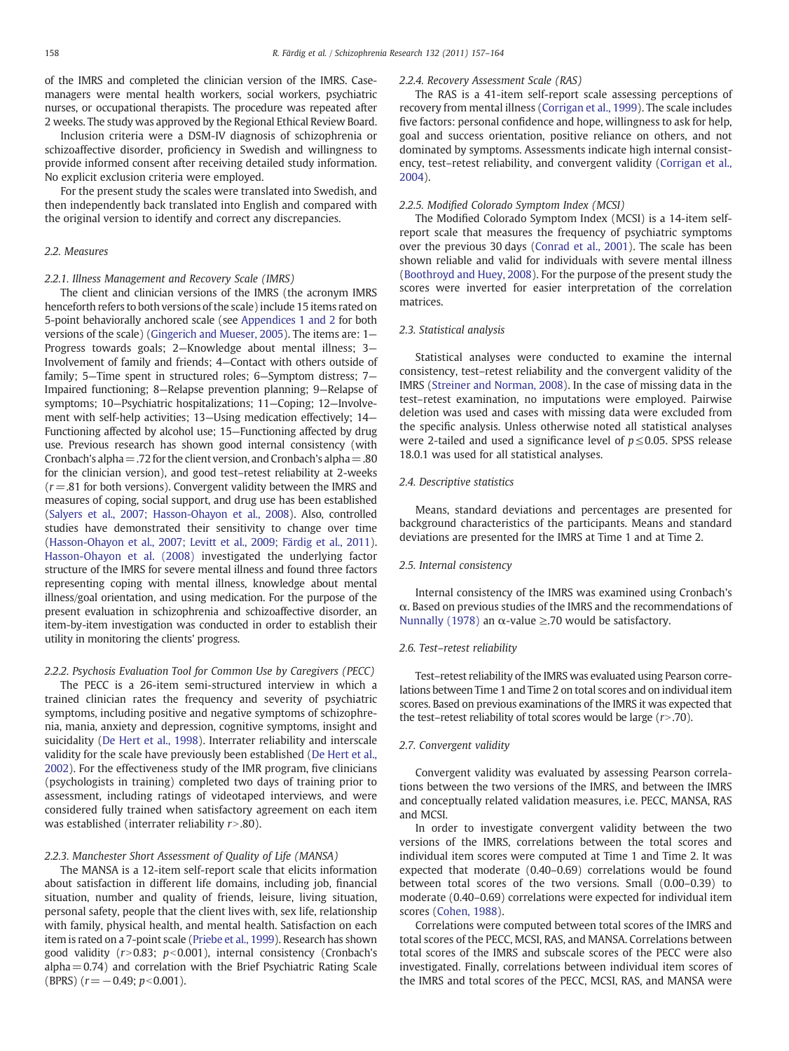of the IMRS and completed the clinician version of the IMRS. Case-managers were mental health workers, social workers, psychiatric nurses, or occupational therapists. The procedure was repeated after 2 weeks. The study was approved by the Regional Ethical Review Board.

Inclusion criteria were a DSM-IV diagnosis of schizophrenia or schizoaffective disorder, proficiency in Swedish and willingness to provide informed consent after receiving detailed study information. No explicit exclusion criteria were employed.

For the present study the scales were translated into Swedish, and then independently back translated into English and compared with the original version to identify and correct any discrepancies.

## 2.2. Measures

### 2.2.1. Illness Management and Recovery Scale (IMRS)

The client and clinician versions of the IMRS (the acronym IMRS henceforth refers to both versions of the scale) include 15 items rated on 5-point behaviorally anchored scale (see Appendices 1 and 2 for both versions of the scale) (Gingerich and Mueser, 2005). The items are: 1—Progress towards goals; 2—Knowledge about mental illness; 3—Involvement of family and friends; 4—Contact with others outside of family; 5—Time spent in structured roles; 6—Symptom distress; 7—Impaired functioning; 8—Relapse prevention planning; 9—Relapse of symptoms; 10—Psychiatric hospitalizations; 11—Coping; 12—Involvement with self-help activities; 13—Using medication effectively; 14—Functioning affected by alcohol use; 15—Functioning affected by drug use. Previous research has shown good internal consistency (with Cronbach's alpha = .72 for the client version, and Cronbach's alpha = .80 for the clinician version), and good test–retest reliability at 2-weeks ($r$ = .81 for both versions). Convergent validity between the IMRS and measures of coping, social support, and drug use has been established (Salyers et al., 2007; Hasson-Ohayon et al., 2008). Also, controlled studies have demonstrated their sensitivity to change over time (Hasson-Ohayon et al., 2007; Levitt et al., 2009; Färdig et al., 2011). Hasson-Ohayon et al. (2008) investigated the underlying factor structure of the IMRS for severe mental illness and found three factors representing coping with mental illness, knowledge about mental illness/goal orientation, and using medication. For the purpose of the present evaluation in schizophrenia and schizoaffective disorder, an item-by-item investigation was conducted in order to establish their utility in monitoring the clients' progress.

### 2.2.2. Psychosis Evaluation Tool for Common Use by Caregivers (PECC)

The PECC is a 26-item semi-structured interview in which a trained clinician rates the frequency and severity of psychiatric symptoms, including positive and negative symptoms of schizophrenia, mania, anxiety and depression, cognitive symptoms, insight and suicidality (De Hert et al., 1998). Interrater reliability and interscale validity for the scale have previously been established (De Hert et al., 2002). For the effectiveness study of the IMR program, five clinicians (psychologists in training) completed two days of training prior to assessment, including ratings of videotaped interviews, and were considered fully trained when satisfactory agreement on each item was established (interrater reliability $r$>.80).

### 2.2.3. Manchester Short Assessment of Quality of Life (MANSA)

The MANSA is a 12-item self-report scale that elicits information about satisfaction in different life domains, including job, financial situation, number and quality of friends, leisure, living situation, personal safety, people that the client lives with, sex life, relationship with family, physical health, and mental health. Satisfaction on each item is rated on a 7-point scale (Priebe et al., 1999). Research has shown good validity ($r$>0.83; $p$<0.001), internal consistency (Cronbach's alpha = 0.74) and correlation with the Brief Psychiatric Rating Scale (BPRS) ($r$ = −0.49; $p$<0.001).

### 2.2.4. Recovery Assessment Scale (RAS)

The RAS is a 41-item self-report scale assessing perceptions of recovery from mental illness (Corrigan et al., 1999). The scale includes five factors: personal confidence and hope, willingness to ask for help, goal and success orientation, positive reliance on others, and not dominated by symptoms. Assessments indicate high internal consistency, test–retest reliability, and convergent validity (Corrigan et al., 2004).

### 2.2.5. Modified Colorado Symptom Index (MCSI)

The Modified Colorado Symptom Index (MCSI) is a 14-item self-report scale that measures the frequency of psychiatric symptoms over the previous 30 days (Conrad et al., 2001). The scale has been shown reliable and valid for individuals with severe mental illness (Boothroyd and Huey, 2008). For the purpose of the present study the scores were inverted for easier interpretation of the correlation matrices.

## 2.3. Statistical analysis

Statistical analyses were conducted to examine the internal consistency, test–retest reliability and the convergent validity of the IMRS (Streiner and Norman, 2008). In the case of missing data in the test–retest examination, no imputations were employed. Pairwise deletion was used and cases with missing data were excluded from the specific analysis. Unless otherwise noted all statistical analyses were 2-tailed and used a significance level of $p \leq 0.05$. SPSS release 18.0.1 was used for all statistical analyses.

## 2.4. Descriptive statistics

Means, standard deviations and percentages are presented for background characteristics of the participants. Means and standard deviations are presented for the IMRS at Time 1 and at Time 2.

## 2.5. Internal consistency

Internal consistency of the IMRS was examined using Cronbach's α. Based on previous studies of the IMRS and the recommendations of Nunnally (1978) an α-value ≥.70 would be satisfactory.

## 2.6. Test–retest reliability

Test–retest reliability of the IMRS was evaluated using Pearson correlations between Time 1 and Time 2 on total scores and on individual item scores. Based on previous examinations of the IMRS it was expected that the test–retest reliability of total scores would be large ($r$>.70).

## 2.7. Convergent validity

Convergent validity was evaluated by assessing Pearson correlations between the two versions of the IMRS, and between the IMRS and conceptually related validation measures, i.e. PECC, MANSA, RAS and MCSI.

In order to investigate convergent validity between the two versions of the IMRS, correlations between the total scores and individual item scores were computed at Time 1 and Time 2. It was expected that moderate (0.40–0.69) correlations would be found between total scores of the two versions. Small (0.00–0.39) to moderate (0.40–0.69) correlations were expected for individual item scores (Cohen, 1988).

Correlations were computed between total scores of the IMRS and total scores of the PECC, MCSI, RAS, and MANSA. Correlations between total scores of the IMRS and subscale scores of the PECC were also investigated. Finally, correlations between individual item scores of the IMRS and total scores of the PECC, MCSI, RAS, and MANSA were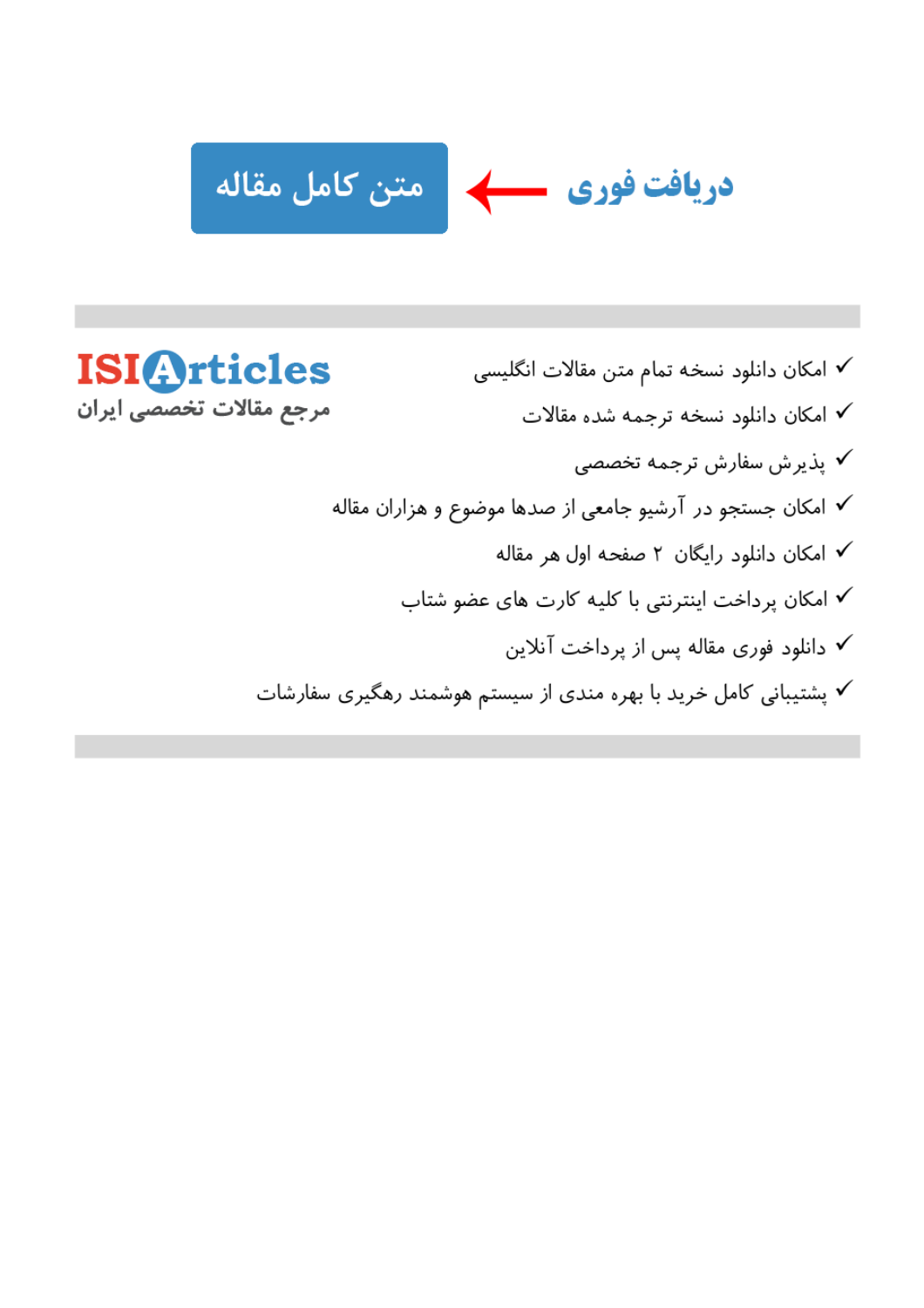دریافت فوری ← متن کامل مقاله

**ISIArticles**
مرجع مقالات تخصصی ایران

- ✓ امکان دانلود نسخه تمام متن مقالات انگلیسی
- ✓ امکان دانلود نسخه ترجمه شده مقالات
- ✓ پذیرش سفارش ترجمه تخصصی
- ✓ امکان جستجو در آرشیو جامعی از صدها موضوع و هزاران مقاله
- ✓ امکان دانلود رایگان ۲ صفحه اول هر مقاله
- ✓ امکان پرداخت اینترنتی با کلیه کارت های عضو شتاب
- ✓ دانلود فوری مقاله پس از پرداخت آنلاین
- ✓ پشتیبانی کامل خرید با بهره مندی از سیستم هوشمند رهگیری سفارشات